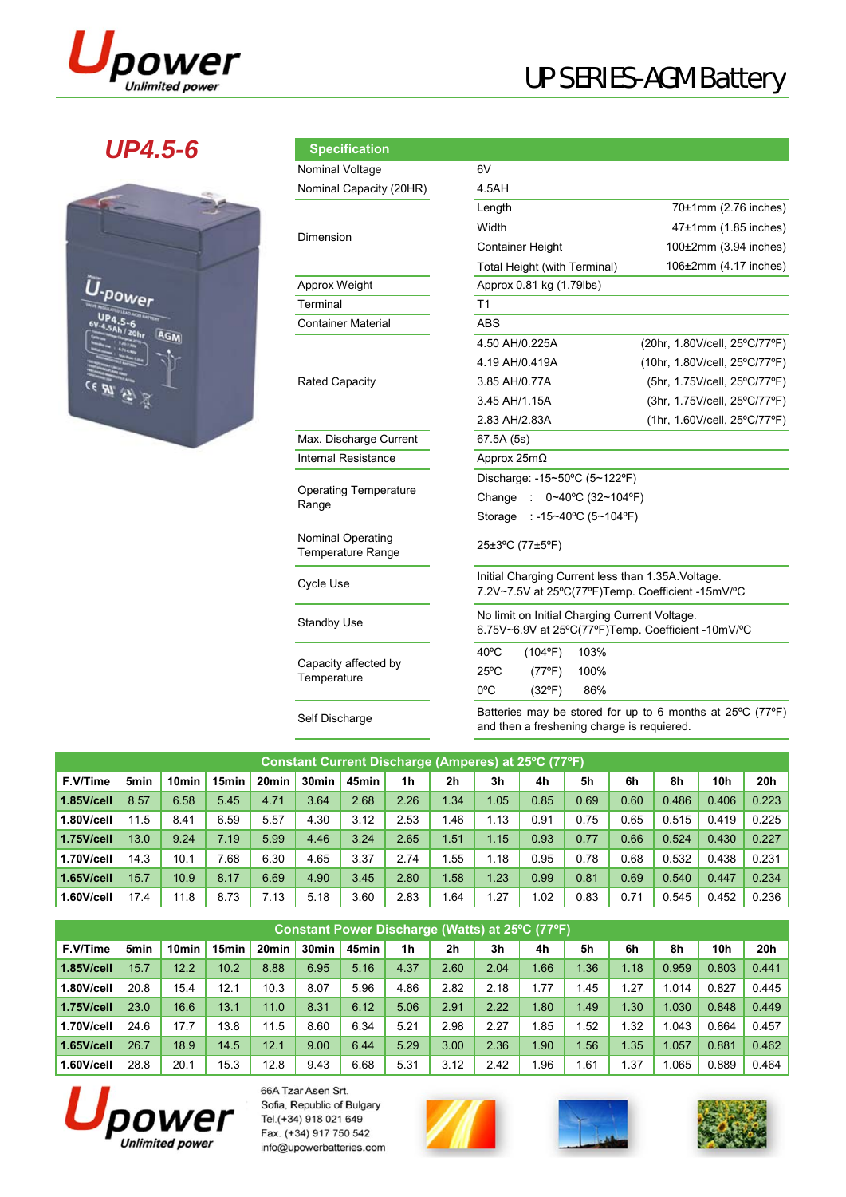Upower
*Unlimited power*

# UP SERIES-AGM Battery

## UP4.5-6

| Specification | | |
|---|---|---|
| Nominal Voltage | 6V | |
| Nominal Capacity (20HR) | 4.5AH | |
| Dimension | Length | 70±1mm (2.76 inches) |
| | Width | 47±1mm (1.85 inches) |
| | Container Height | 100±2mm (3.94 inches) |
| | Total Height (with Terminal) | 106±2mm (4.17 inches) |
| Approx Weight | Approx 0.81 kg (1.79lbs) | |
| Terminal | T1 | |
| Container Material | ABS | |
| Rated Capacity | 4.50 AH/0.225A | (20hr, 1.80V/cell, 25ºC/77ºF) |
| | 4.19 AH/0.419A | (10hr, 1.80V/cell, 25ºC/77ºF) |
| | 3.85 AH/0.77A | (5hr, 1.75V/cell, 25ºC/77ºF) |
| | 3.45 AH/1.15A | (3hr, 1.75V/cell, 25ºC/77ºF) |
| | 2.83 AH/2.83A | (1hr, 1.60V/cell, 25ºC/77ºF) |
| Max. Discharge Current | 67.5A (5s) | |
| Internal Resistance | Approx 25mΩ | |
| Operating Temperature Range | Discharge: -15~50ºC (5~122ºF) | |
| | Change : 0~40ºC (32~104ºF) | |
| | Storage : -15~40ºC (5~104ºF) | |
| Nominal Operating Temperature Range | 25±3ºC (77±5ºF) | |
| Cycle Use | Initial Charging Current less than 1.35A.Voltage. 7.2V~7.5V at 25ºC(77ºF)Temp. Coefficient -15mV/ºC | |
| Standby Use | No limit on Initial Charging Current Voltage. 6.75V~6.9V at 25ºC(77ºF)Temp. Coefficient -10mV/ºC | |
| Capacity affected by Temperature | 40ºC (104ºF) 103% | |
| | 25ºC (77ºF) 100% | |
| | 0ºC (32ºF) 86% | |
| Self Discharge | Batteries may be stored for up to 6 months at 25ºC (77ºF) and then a freshening charge is requiered. | |

### Constant Current Discharge (Amperes) at 25ºC (77ºF)

| F.V/Time | 5min | 10min | 15min | 20min | 30min | 45min | 1h | 2h | 3h | 4h | 5h | 6h | 8h | 10h | 20h |
|---|---|---|---|---|---|---|---|---|---|---|---|---|---|---|---|
| **1.85V/cell** | 8.57 | 6.58 | 5.45 | 4.71 | 3.64 | 2.68 | 2.26 | 1.34 | 1.05 | 0.85 | 0.69 | 0.60 | 0.486 | 0.406 | 0.223 |
| **1.80V/cell** | 11.5 | 8.41 | 6.59 | 5.57 | 4.30 | 3.12 | 2.53 | 1.46 | 1.13 | 0.91 | 0.75 | 0.65 | 0.515 | 0.419 | 0.225 |
| **1.75V/cell** | 13.0 | 9.24 | 7.19 | 5.99 | 4.46 | 3.24 | 2.65 | 1.51 | 1.15 | 0.93 | 0.77 | 0.66 | 0.524 | 0.430 | 0.227 |
| **1.70V/cell** | 14.3 | 10.1 | 7.68 | 6.30 | 4.65 | 3.37 | 2.74 | 1.55 | 1.18 | 0.95 | 0.78 | 0.68 | 0.532 | 0.438 | 0.231 |
| **1.65V/cell** | 15.7 | 10.9 | 8.17 | 6.69 | 4.90 | 3.45 | 2.80 | 1.58 | 1.23 | 0.99 | 0.81 | 0.69 | 0.540 | 0.447 | 0.234 |
| **1.60V/cell** | 17.4 | 11.8 | 8.73 | 7.13 | 5.18 | 3.60 | 2.83 | 1.64 | 1.27 | 1.02 | 0.83 | 0.71 | 0.545 | 0.452 | 0.236 |

### Constant Power Discharge (Watts) at 25ºC (77ºF)

| F.V/Time | 5min | 10min | 15min | 20min | 30min | 45min | 1h | 2h | 3h | 4h | 5h | 6h | 8h | 10h | 20h |
|---|---|---|---|---|---|---|---|---|---|---|---|---|---|---|---|
| **1.85V/cell** | 15.7 | 12.2 | 10.2 | 8.88 | 6.95 | 5.16 | 4.37 | 2.60 | 2.04 | 1.66 | 1.36 | 1.18 | 0.959 | 0.803 | 0.441 |
| **1.80V/cell** | 20.8 | 15.4 | 12.1 | 10.3 | 8.07 | 5.96 | 4.86 | 2.82 | 2.18 | 1.77 | 1.45 | 1.27 | 1.014 | 0.827 | 0.445 |
| **1.75V/cell** | 23.0 | 16.6 | 13.1 | 11.0 | 8.31 | 6.12 | 5.06 | 2.91 | 2.22 | 1.80 | 1.49 | 1.30 | 1.030 | 0.848 | 0.449 |
| **1.70V/cell** | 24.6 | 17.7 | 13.8 | 11.5 | 8.60 | 6.34 | 5.21 | 2.98 | 2.27 | 1.85 | 1.52 | 1.32 | 1.043 | 0.864 | 0.457 |
| **1.65V/cell** | 26.7 | 18.9 | 14.5 | 12.1 | 9.00 | 6.44 | 5.29 | 3.00 | 2.36 | 1.90 | 1.56 | 1.35 | 1.057 | 0.881 | 0.462 |
| **1.60V/cell** | 28.8 | 20.1 | 15.3 | 12.8 | 9.43 | 6.68 | 5.31 | 3.12 | 2.42 | 1.96 | 1.61 | 1.37 | 1.065 | 0.889 | 0.464 |

Upower
*Unlimited power*

66A Tzar Asen Srt.
Sofia, Republic of Bulgary
Tel.(+34) 918 021 649
Fax. (+34) 917 750 542
info@upowerbatteries.com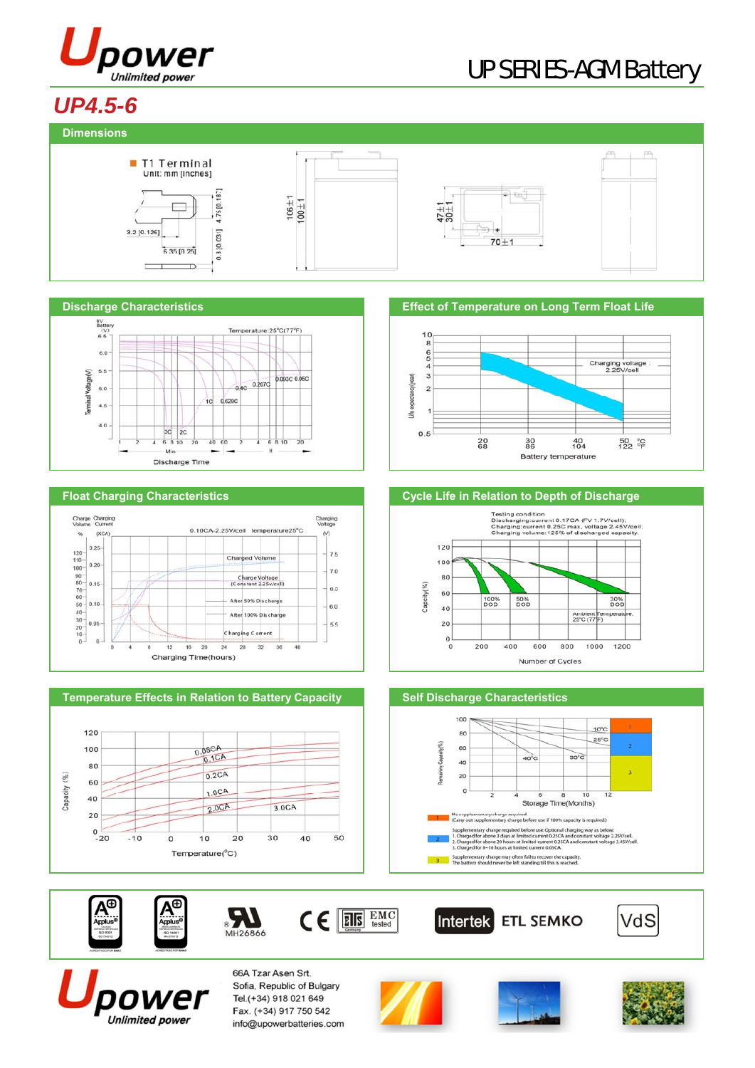# Upower

*Unlimited power*

UP SERIES-AGM Battery

## UP4.5-6

### Dimensions

T1 Terminal
Unit: mm [inches]

3.2 [0.126]
6.35 [0.25]
4.75 [0.18]
0.3 [0.03]

106±1
100±1
47±1
30±1
70±1

### Discharge Characteristics

6V Battery (V)
Temperature:25°C(77°F)

Terminal Voltage(V)

6.6
6.0
5.5
5.0
4.5
4.0

3C 2C 1C 0.629C 0.4C 0.207C 0.093C 0.05C

1 2 4 6 8 10 20 40 60 2 4 6 8 10 20
Min H

Discharge Time

### Effect of Temperature on Long Term Float Life

Life expectancy(year)

10 8 6 5 4 3 2 1 0.5

Charging voltage : 2.25V/cell

20 30 40 50 °C
68 86 104 122 °F

Battery temperature

### Float Charging Characteristics

Charge Volume %
Charging Current (XCA)
Charging Voltage (V)

0.10CA-2.25V/cell temperature25°C

Charged Volume
Charge Voltage (Constant 2.25v/cell)
After 50% Discharge
After 100% Discharge
Charging Current

120 110 100 90 80 70 60 50 40 30 20 10 0
0.25 0.20 0.15 0.10 0.05 0
7.5 7.0 6.5 6.0 5.5

0 4 8 12 16 20 24 28 32 36 40

Charging Time(hours)

### Cycle Life in Relation to Depth of Discharge

Testing condition
Discharging:current 0.17CA (FV 1.7V/cell);
Charging:current 0.25C max. voltage 2.45V/cell;
Charging volume:125% of discharged capacity.

Capacity(%)

120 100 80 60 40 20 0

100% DOD
50% DOD
30% DOD

Ambient Temperature, 25°C (77°F)

0 200 400 600 800 1000 1200

Number of Cycles

### Temperature Effects in Relation to Battery Capacity

Capacity (%)

120 100 80 60 40 20 0

0.05CA
0.1CA
0.2CA
1.0CA
2.0CA
3.0CA

-20 -10 0 10 20 30 40 50

Temperature(°C)

### Self Discharge Characteristics

Remaining Capacity(%)

100 80 60 40 20 0

10°C
25°C
30°C
40°C

1 2 3

0 2 4 6 8 10 12

Storage Time(Months)

1 — No supplementary charge required (Carry out supplementary charge before use if 100% capacity is required)

2 — Supplementary charge required before use. Optional charging way as below:
1. Charged for above 3 days at limited current 0.25CA and constant voltage 2.25V/cell.
2. Charged for above 20 hours at limited current 0.25CA and constant voltage 2.45V/cell.
3. Charged for 8~10 hours at limited current 0.05CA.

3 — Supplementary charge may often fail to recover the capacity. The battery should never be left standing till this is reached.

Applus ISO 9001 | Applus ISO 14001 | UL MH26866 | CE | EMC tested | Intertek ETL SEMKO | VdS

**Upower** *Unlimited power*

66A Tzar Asen Srt.
Sofia, Republic of Bulgary
Tel.(+34) 918 021 649
Fax. (+34) 917 750 542
info@upowerbatteries.com